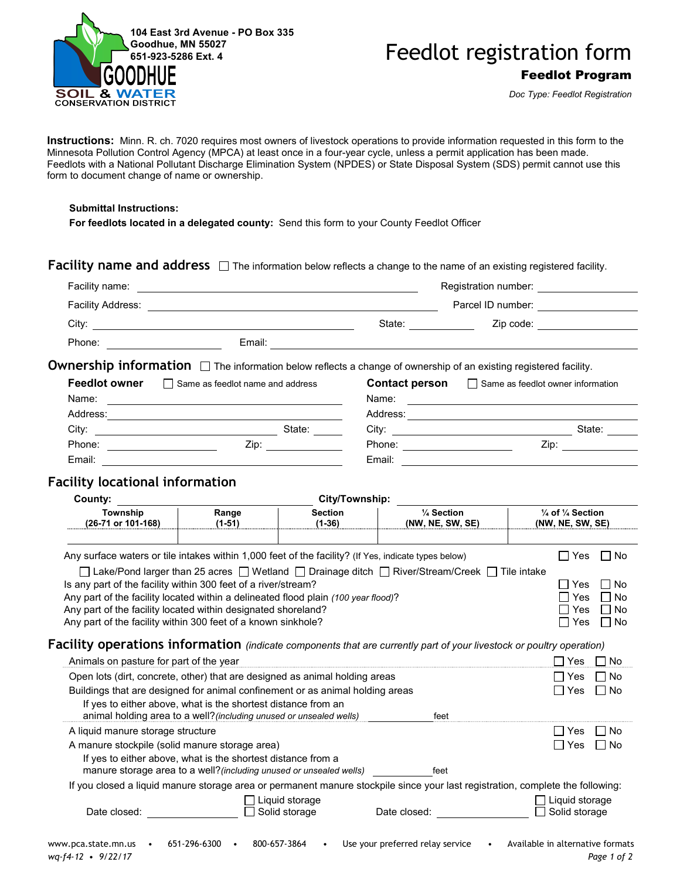104 East 3rd Avenue - PO Box 335
Goodhue, MN 55027
651-923-5286 Ext. 4

GOODHUE SOIL & WATER CONSERVATION DISTRICT

# Feedlot registration form

**Feedlot Program**

*Doc Type: Feedlot Registration*

**Instructions:** Minn. R. ch. 7020 requires most owners of livestock operations to provide information requested in this form to the Minnesota Pollution Control Agency (MPCA) at least once in a four-year cycle, unless a permit application has been made. Feedlots with a National Pollutant Discharge Elimination System (NPDES) or State Disposal System (SDS) permit cannot use this form to document change of name or ownership.

**Submittal Instructions:**

**For feedlots located in a delegated county:** Send this form to your County Feedlot Officer

## Facility name and address

☐ The information below reflects a change to the name of an existing registered facility.

Facility name: ______________________ Registration number: ______________

Facility Address: ______________________ Parcel ID number: ______________

City: ______________________ State: __________ Zip code: ______________

Phone: ______________ Email: ______________________

## Ownership information

☐ The information below reflects a change of ownership of an existing registered facility.

### Feedlot owner

☐ Same as feedlot name and address

Name: ______________________

Address: ______________________

City: ______________ State: ______

Phone: ______________ Zip: ______

Email: ______________________

### Contact person

☐ Same as feedlot owner information

Name: ______________________

Address: ______________________

City: ______________ State: ______

Phone: ______________ Zip: ______

Email: ______________________

## Facility locational information

**County:** ______________________ **City/Township:** ______________________

| Township (26-71 or 101-168) | Range (1-51) | Section (1-36) | ¼ Section (NW, NE, SW, SE) | ¼ of ¼ Section (NW, NE, SW, SE) |
|---|---|---|---|---|
| | | | | |

Any surface waters or tile intakes within 1,000 feet of the facility? (If Yes, indicate types below) ☐ Yes ☐ No

☐ Lake/Pond larger than 25 acres ☐ Wetland ☐ Drainage ditch ☐ River/Stream/Creek ☐ Tile intake

Is any part of the facility within 300 feet of a river/stream? ☐ Yes ☐ No

Any part of the facility located within a delineated flood plain *(100 year flood)*? ☐ Yes ☐ No

Any part of the facility located within designated shoreland? ☐ Yes ☐ No

Any part of the facility within 300 feet of a known sinkhole? ☐ Yes ☐ No

## Facility operations information

*(indicate components that are currently part of your livestock or poultry operation)*

Animals on pasture for part of the year ☐ Yes ☐ No

Open lots (dirt, concrete, other) that are designed as animal holding areas ☐ Yes ☐ No

Buildings that are designed for animal confinement or as animal holding areas ☐ Yes ☐ No

If yes to either above, what is the shortest distance from an animal holding area to a well? *(including unused or unsealed wells)* __________ feet

A liquid manure storage structure ☐ Yes ☐ No

A manure stockpile (solid manure storage area) ☐ Yes ☐ No

If yes to either above, what is the shortest distance from a manure storage area to a well? *(including unused or unsealed wells)* __________ feet

If you closed a liquid manure storage area or permanent manure stockpile since your last registration, complete the following:

Date closed: ______________ ☐ Liquid storage ☐ Solid storage

Date closed: ______________ ☐ Liquid storage ☐ Solid storage

www.pca.state.mn.us • 651-296-6300 • 800-657-3864 • Use your preferred relay service • Available in alternative formats

*wq-f4-12 • 9/22/17*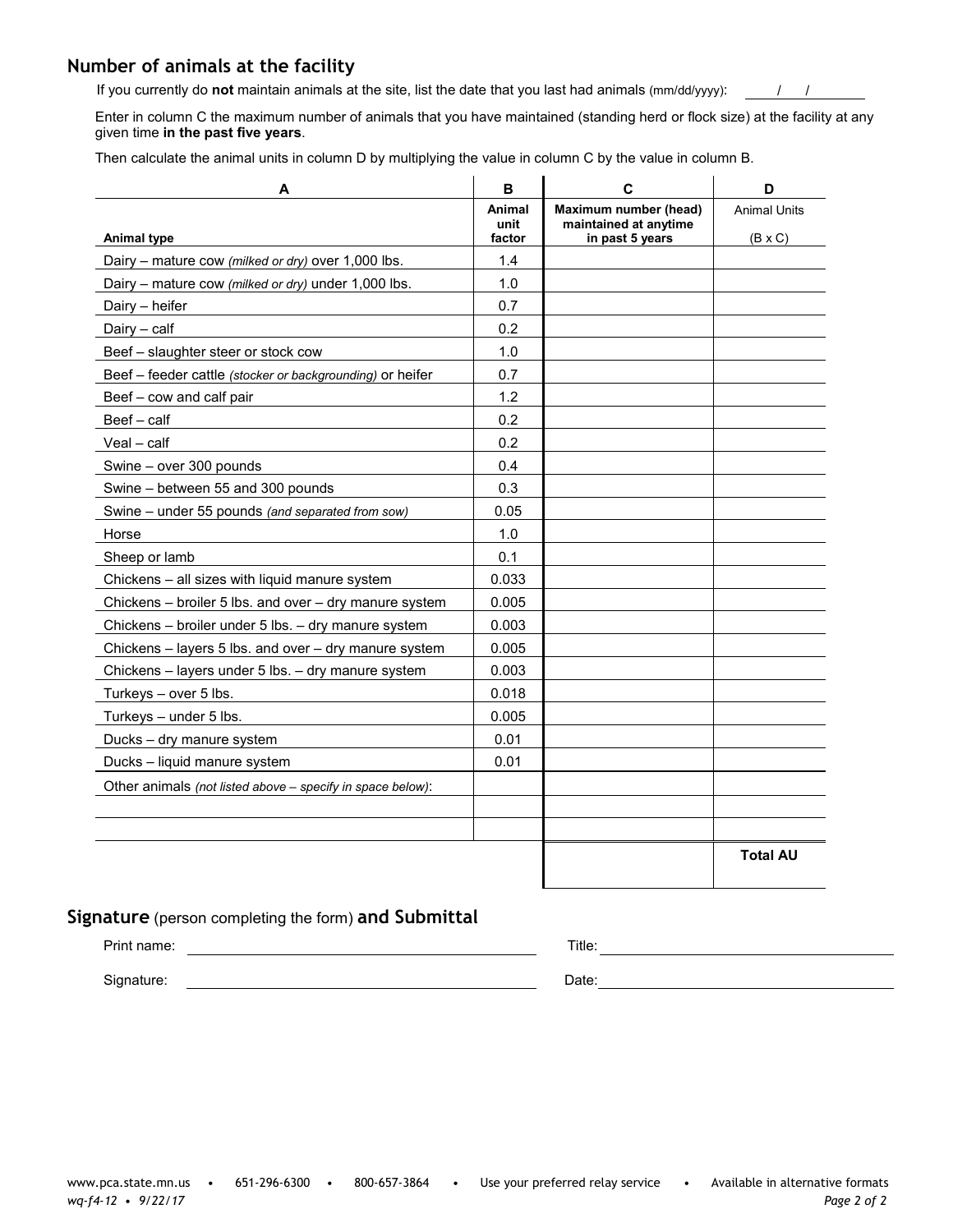## Number of animals at the facility

If you currently do **not** maintain animals at the site, list the date that you last had animals (mm/dd/yyyy): ____/____/________

Enter in column C the maximum number of animals that you have maintained (standing herd or flock size) at the facility at any given time **in the past five years**.

Then calculate the animal units in column D by multiplying the value in column C by the value in column B.

| A | B | C | D |
|---|---|---|---|
| **Animal type** | **Animal unit factor** | **Maximum number (head) maintained at anytime in past 5 years** | Animal Units (B x C) |
| Dairy – mature cow *(milked or dry)* over 1,000 lbs. | 1.4 | | |
| Dairy – mature cow *(milked or dry)* under 1,000 lbs. | 1.0 | | |
| Dairy – heifer | 0.7 | | |
| Dairy – calf | 0.2 | | |
| Beef – slaughter steer or stock cow | 1.0 | | |
| Beef – feeder cattle *(stocker or backgrounding)* or heifer | 0.7 | | |
| Beef – cow and calf pair | 1.2 | | |
| Beef – calf | 0.2 | | |
| Veal – calf | 0.2 | | |
| Swine – over 300 pounds | 0.4 | | |
| Swine – between 55 and 300 pounds | 0.3 | | |
| Swine – under 55 pounds *(and separated from sow)* | 0.05 | | |
| Horse | 1.0 | | |
| Sheep or lamb | 0.1 | | |
| Chickens – all sizes with liquid manure system | 0.033 | | |
| Chickens – broiler 5 lbs. and over – dry manure system | 0.005 | | |
| Chickens – broiler under 5 lbs. – dry manure system | 0.003 | | |
| Chickens – layers 5 lbs. and over – dry manure system | 0.005 | | |
| Chickens – layers under 5 lbs. – dry manure system | 0.003 | | |
| Turkeys – over 5 lbs. | 0.018 | | |
| Turkeys – under 5 lbs. | 0.005 | | |
| Ducks – dry manure system | 0.01 | | |
| Ducks – liquid manure system | 0.01 | | |
| Other animals *(not listed above – specify in space below)*: | | | |
| | | | |
| | | | |
| | | | **Total AU** |

## Signature (person completing the form) and Submittal

Print name: ______________________________ Title: ______________________________

Signature: ______________________________ Date: ______________________________

www.pca.state.mn.us • 651-296-6300 • 800-657-3864 • Use your preferred relay service • Available in alternative formats

*wq-f4-12 • 9/22/17*